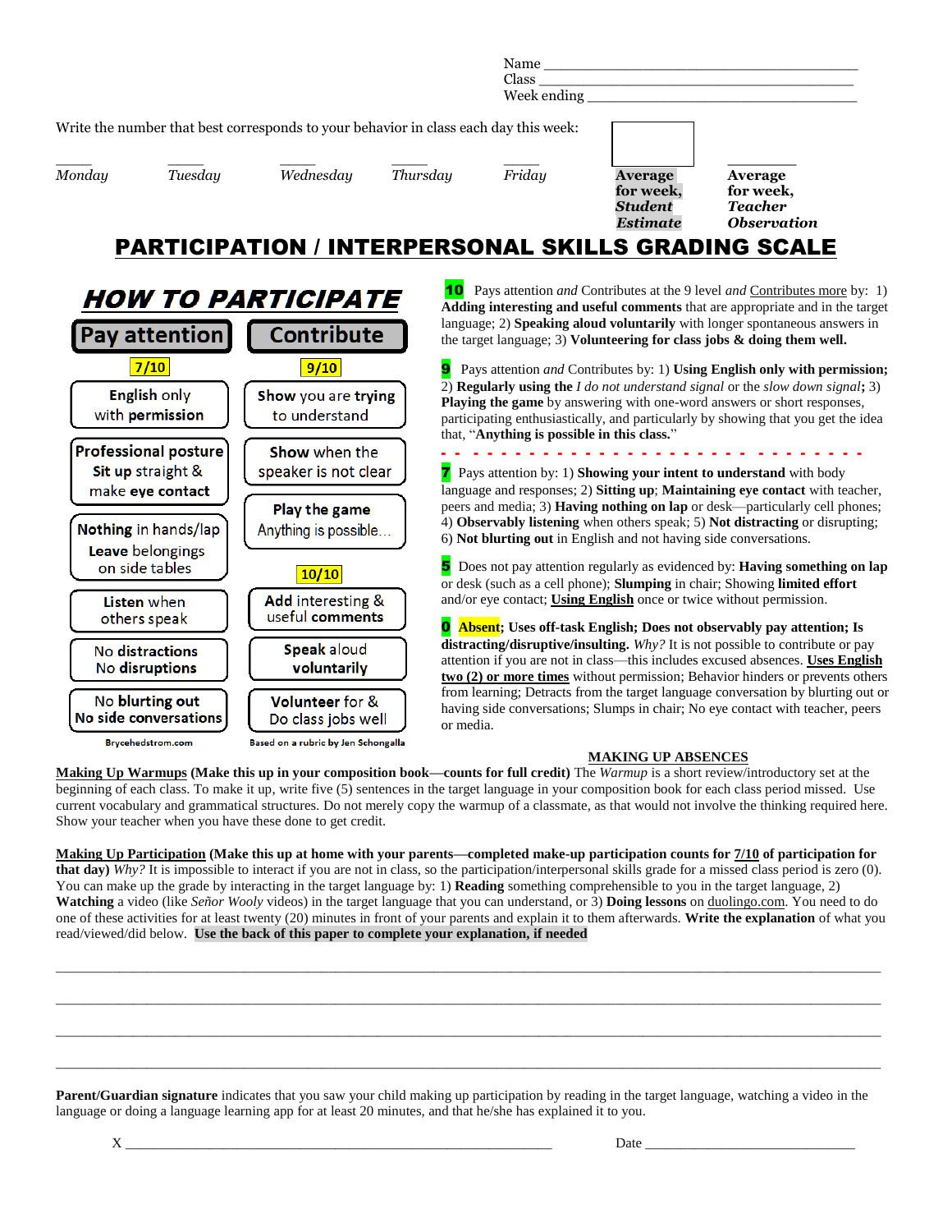Name ________________________________________

Class ________________________________________

Week ending ___________________________________

Write the number that best corresponds to your behavior in class each day this week:

| _____ | _____ | _____ | _____ | _____ | | _________ |
|---|---|---|---|---|---|---|
| *Monday* | *Tuesday* | *Wednesday* | *Thursday* | *Friday* | **Average for week, *Student Estimate*** | **Average for week, *Teacher Observation*** |

# PARTICIPATION / INTERPERSONAL SKILLS GRADING SCALE

## *HOW TO PARTICIPATE*

| Pay attention | Contribute |
|---|---|
| **7/10** | **9/10** |
| **English** only with **permission** | **Show** you are **trying** to understand |
| **Professional posture** **Sit** up straight & make **eye contact** | **Show** when the speaker is not clear |
| **Nothing** in hands/lap **Leave** belongings on side tables | **Play the game** Anything is possible… |
| **Listen** when others speak | **10/10** |
| **No distractions** No **disruptions** | **Add** interesting & useful **comments** |
| **No blurting out** **No side conversations** | **Speak** aloud **voluntarily** |
| | **Volunteer** for & **Do class jobs well** |

Brycehedstrom.com — Based on a rubric by Jen Schongalla

**10** Pays attention *and* Contributes at the 9 level *and* Contributes more by: 1) **Adding interesting and useful comments** that are appropriate and in the target language; 2) **Speaking aloud voluntarily** with longer spontaneous answers in the target language; 3) **Volunteering for class jobs & doing them well.**

**9** Pays attention *and* Contributes by: 1) **Using English only with permission;** 2) **Regularly using the** *I do not understand signal* or the *slow down signal***;** 3) **Playing the game** by answering with one-word answers or short responses, participating enthusiastically, and particularly by showing that you get the idea that, "**Anything is possible in this class.**"

- - - - - - - - - - - - - - - - - - - - - - - - - - - - - - - - - - - -

**7** Pays attention by: 1) **Showing your intent to understand** with body language and responses; 2) **Sitting up**; **Maintaining eye contact** with teacher, peers and media; 3) **Having nothing on lap** or desk—particularly cell phones; 4) **Observably listening** when others speak; 5) **Not distracting** or disrupting; 6) **Not blurting out** in English and not having side conversations.

**5** Does not pay attention regularly as evidenced by: **Having something on lap** or desk (such as a cell phone); **Slumping** in chair; Showing **limited effort** and/or eye contact; **Using English** once or twice without permission.

**0** **Absent; Uses off-task English; Does not observably pay attention; Is distracting/disruptive/insulting.** *Why?* It is not possible to contribute or pay attention if you are not in class—this includes excused absences. **Uses English two (2) or more times** without permission; Behavior hinders or prevents others from learning; Detracts from the target language conversation by blurting out or having side conversations; Slumps in chair; No eye contact with teacher, peers or media.

## MAKING UP ABSENCES

**Making Up Warmups (Make this up in your composition book—counts for full credit)** The *Warmup* is a short review/introductory set at the beginning of each class. To make it up, write five (5) sentences in the target language in your composition book for each class period missed. Use current vocabulary and grammatical structures. Do not merely copy the warmup of a classmate, as that would not involve the thinking required here. Show your teacher when you have these done to get credit.

**Making Up Participation (Make this up at home with your parents—completed make-up participation counts for 7/10 of participation for that day)** *Why?* It is impossible to interact if you are not in class, so the participation/interpersonal skills grade for a missed class period is zero (0). You can make up the grade by interacting in the target language by: 1) **Reading** something comprehensible to you in the target language, 2) **Watching** a video (like *Señor Wooly* videos) in the target language that you can understand, or 3) **Doing lessons** on duolingo.com. You need to do one of these activities for at least twenty (20) minutes in front of your parents and explain it to them afterwards. **Write the explanation** of what you read/viewed/did below. **Use the back of this paper to complete your explanation, if needed**

______________________________________________________________________________________

______________________________________________________________________________________

______________________________________________________________________________________

______________________________________________________________________________________

**Parent/Guardian signature** indicates that you saw your child making up participation by reading in the target language, watching a video in the language or doing a language learning app for at least 20 minutes, and that he/she has explained it to you.

X ______________________________________________ Date ___________________________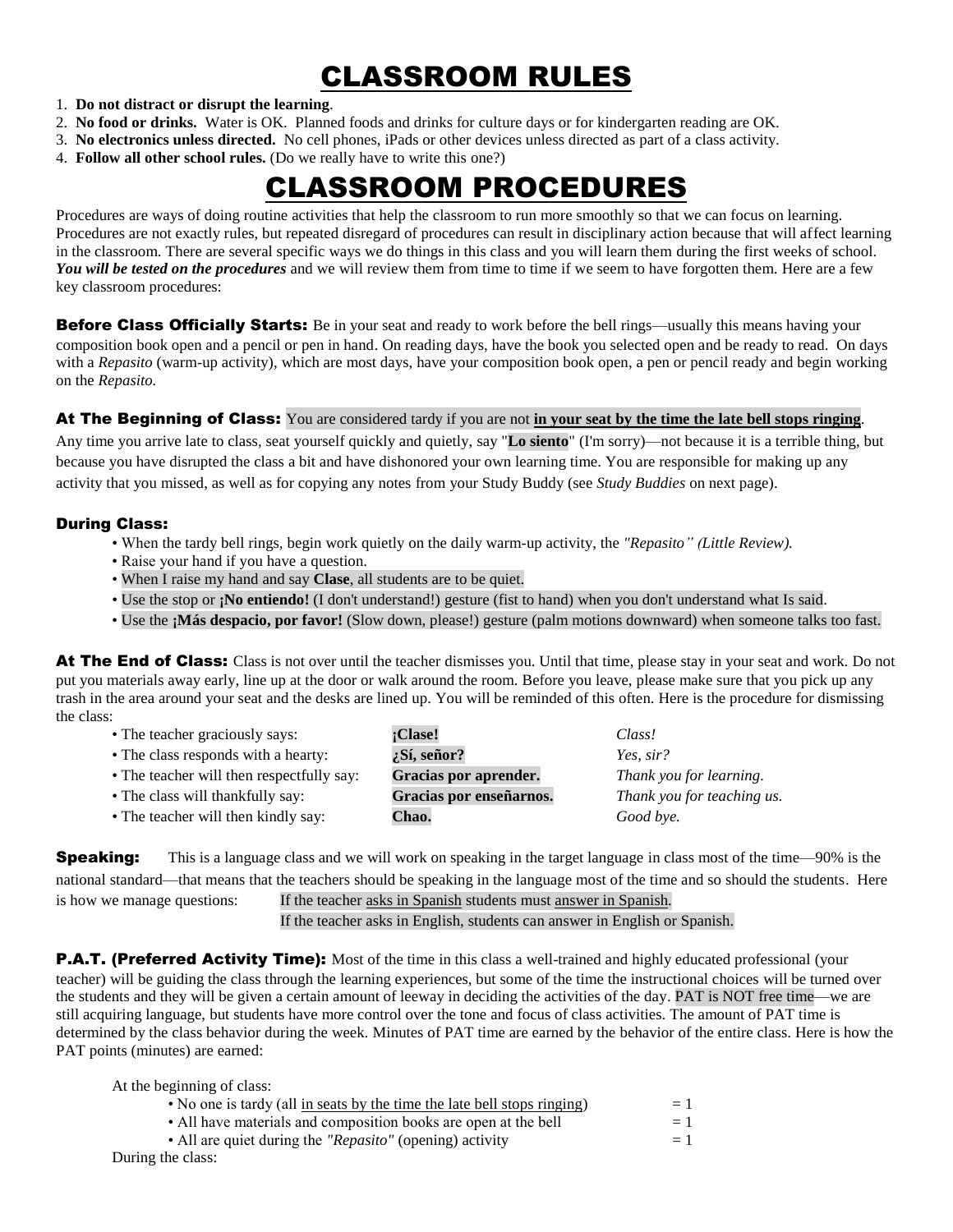// Wait, this is wrong format

# CLASSROOM RULES

1. **Do not distract or disrupt the learning**.
2. **No food or drinks.** Water is OK. Planned foods and drinks for culture days or for kindergarten reading are OK.
3. **No electronics unless directed.** No cell phones, iPads or other devices unless directed as part of a class activity.
4. **Follow all other school rules.** (Do we really have to write this one?)

# CLASSROOM PROCEDURES

Procedures are ways of doing routine activities that help the classroom to run more smoothly so that we can focus on learning. Procedures are not exactly rules, but repeated disregard of procedures can result in disciplinary action because that will affect learning in the classroom. There are several specific ways we do things in this class and you will learn them during the first weeks of school. ***You will be tested on the procedures*** and we will review them from time to time if we seem to have forgotten them. Here are a few key classroom procedures:

**Before Class Officially Starts:** Be in your seat and ready to work before the bell rings—usually this means having your composition book open and a pencil or pen in hand. On reading days, have the book you selected open and be ready to read. On days with a *Repasito* (warm-up activity), which are most days, have your composition book open, a pen or pencil ready and begin working on the *Repasito.*

**At The Beginning of Class:** You are considered tardy if you are not **in your seat by the time the late bell stops ringing**. Any time you arrive late to class, seat yourself quickly and quietly, say "**Lo siento**" (I'm sorry)—not because it is a terrible thing, but because you have disrupted the class a bit and have dishonored your own learning time. You are responsible for making up any activity that you missed, as well as for copying any notes from your Study Buddy (see *Study Buddies* on next page).

**During Class:**

- When the tardy bell rings, begin work quietly on the daily warm-up activity, the *"Repasito" (Little Review).*
- Raise your hand if you have a question.
- When I raise my hand and say **Clase**, all students are to be quiet.
- Use the stop or **¡No entiendo!** (I don't understand!) gesture (fist to hand) when you don't understand what Is said.
- Use the **¡Más despacio, por favor!** (Slow down, please!) gesture (palm motions downward) when someone talks too fast.

**At The End of Class:** Class is not over until the teacher dismisses you. Until that time, please stay in your seat and work. Do not put you materials away early, line up at the door or walk around the room. Before you leave, please make sure that you pick up any trash in the area around your seat and the desks are lined up. You will be reminded of this often. Here is the procedure for dismissing the class:

| | | |
|---|---|---|
| • The teacher graciously says: | **¡Clase!** | *Class!* |
| • The class responds with a hearty: | **¿Sí, señor?** | *Yes, sir?* |
| • The teacher will then respectfully say: | **Gracias por aprender.** | *Thank you for learning.* |
| • The class will thankfully say: | **Gracias por enseñarnos.** | *Thank you for teaching us.* |
| • The teacher will then kindly say: | **Chao.** | *Good bye.* |

**Speaking:** This is a language class and we will work on speaking in the target language in class most of the time—90% is the national standard—that means that the teachers should be speaking in the language most of the time and so should the students. Here is how we manage questions: If the teacher asks in Spanish students must answer in Spanish.
If the teacher asks in English, students can answer in English or Spanish.

**P.A.T. (Preferred Activity Time):** Most of the time in this class a well-trained and highly educated professional (your teacher) will be guiding the class through the learning experiences, but some of the time the instructional choices will be turned over the students and they will be given a certain amount of leeway in deciding the activities of the day. PAT is NOT free time—we are still acquiring language, but students have more control over the tone and focus of class activities. The amount of PAT time is determined by the class behavior during the week. Minutes of PAT time are earned by the behavior of the entire class. Here is how the PAT points (minutes) are earned:

At the beginning of class:

| | |
|---|---|
| • No one is tardy (all in seats by the time the late bell stops ringing) | = 1 |
| • All have materials and composition books are open at the bell | = 1 |
| • All are quiet during the *"Repasito"* (opening) activity | = 1 |

During the class: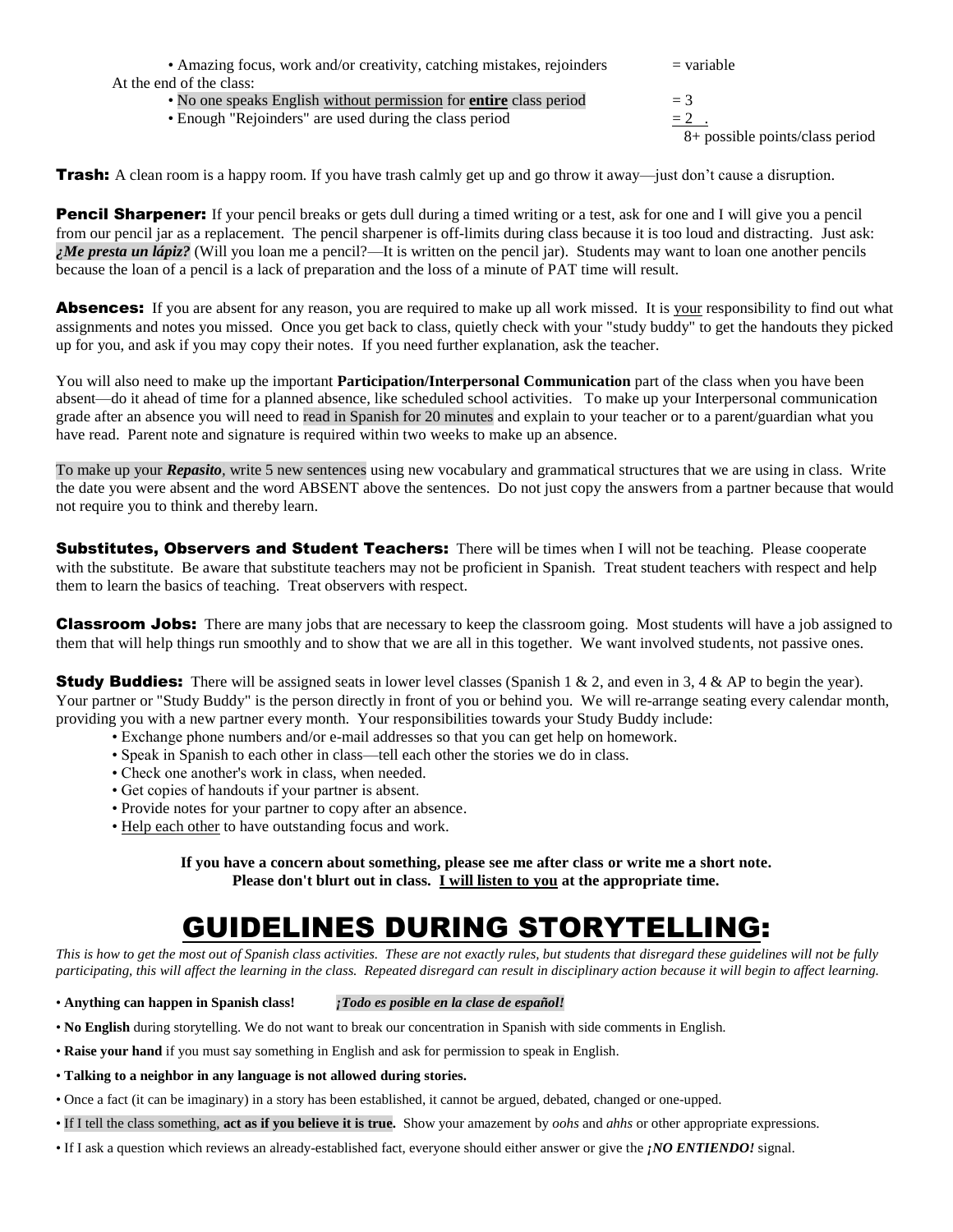- Amazing focus, work and/or creativity, catching mistakes, rejoinders = variable

At the end of the class:

- No one speaks English without permission for **entire** class period = 3
- Enough "Rejoinders" are used during the class period = 2 .

8+ possible points/class period

**Trash:** A clean room is a happy room. If you have trash calmly get up and go throw it away—just don't cause a disruption.

**Pencil Sharpener:** If your pencil breaks or gets dull during a timed writing or a test, ask for one and I will give you a pencil from our pencil jar as a replacement. The pencil sharpener is off-limits during class because it is too loud and distracting. Just ask: ***¿Me presta un lápiz?*** (Will you loan me a pencil?—It is written on the pencil jar). Students may want to loan one another pencils because the loan of a pencil is a lack of preparation and the loss of a minute of PAT time will result.

**Absences:** If you are absent for any reason, you are required to make up all work missed. It is your responsibility to find out what assignments and notes you missed. Once you get back to class, quietly check with your "study buddy" to get the handouts they picked up for you, and ask if you may copy their notes. If you need further explanation, ask the teacher.

You will also need to make up the important **Participation/Interpersonal Communication** part of the class when you have been absent—do it ahead of time for a planned absence, like scheduled school activities. To make up your Interpersonal communication grade after an absence you will need to read in Spanish for 20 minutes and explain to your teacher or to a parent/guardian what you have read. Parent note and signature is required within two weeks to make up an absence.

To make up your ***Repasito***, write 5 new sentences using new vocabulary and grammatical structures that we are using in class. Write the date you were absent and the word ABSENT above the sentences. Do not just copy the answers from a partner because that would not require you to think and thereby learn.

**Substitutes, Observers and Student Teachers:** There will be times when I will not be teaching. Please cooperate with the substitute. Be aware that substitute teachers may not be proficient in Spanish. Treat student teachers with respect and help them to learn the basics of teaching. Treat observers with respect.

**Classroom Jobs:** There are many jobs that are necessary to keep the classroom going. Most students will have a job assigned to them that will help things run smoothly and to show that we are all in this together. We want involved students, not passive ones.

**Study Buddies:** There will be assigned seats in lower level classes (Spanish 1 & 2, and even in 3, 4 & AP to begin the year). Your partner or "Study Buddy" is the person directly in front of you or behind you. We will re-arrange seating every calendar month, providing you with a new partner every month. Your responsibilities towards your Study Buddy include:

- Exchange phone numbers and/or e-mail addresses so that you can get help on homework.
- Speak in Spanish to each other in class—tell each other the stories we do in class.
- Check one another's work in class, when needed.
- Get copies of handouts if your partner is absent.
- Provide notes for your partner to copy after an absence.
- Help each other to have outstanding focus and work.

**If you have a concern about something, please see me after class or write me a short note. Please don't blurt out in class. I will listen to you at the appropriate time.**

# GUIDELINES DURING STORYTELLING:

*This is how to get the most out of Spanish class activities. These are not exactly rules, but students that disregard these guidelines will not be fully participating, this will affect the learning in the class. Repeated disregard can result in disciplinary action because it will begin to affect learning.*

- **Anything can happen in Spanish class!** ***¡Todo es posible en la clase de español!***
- **No English** during storytelling. We do not want to break our concentration in Spanish with side comments in English.
- **Raise your hand** if you must say something in English and ask for permission to speak in English.
- **Talking to a neighbor in any language is not allowed during stories.**
- Once a fact (it can be imaginary) in a story has been established, it cannot be argued, debated, changed or one-upped.
- If I tell the class something, **act as if you believe it is true.** Show your amazement by *oohs* and *ahhs* or other appropriate expressions.
- If I ask a question which reviews an already-established fact, everyone should either answer or give the ***¡NO ENTIENDO!*** signal.